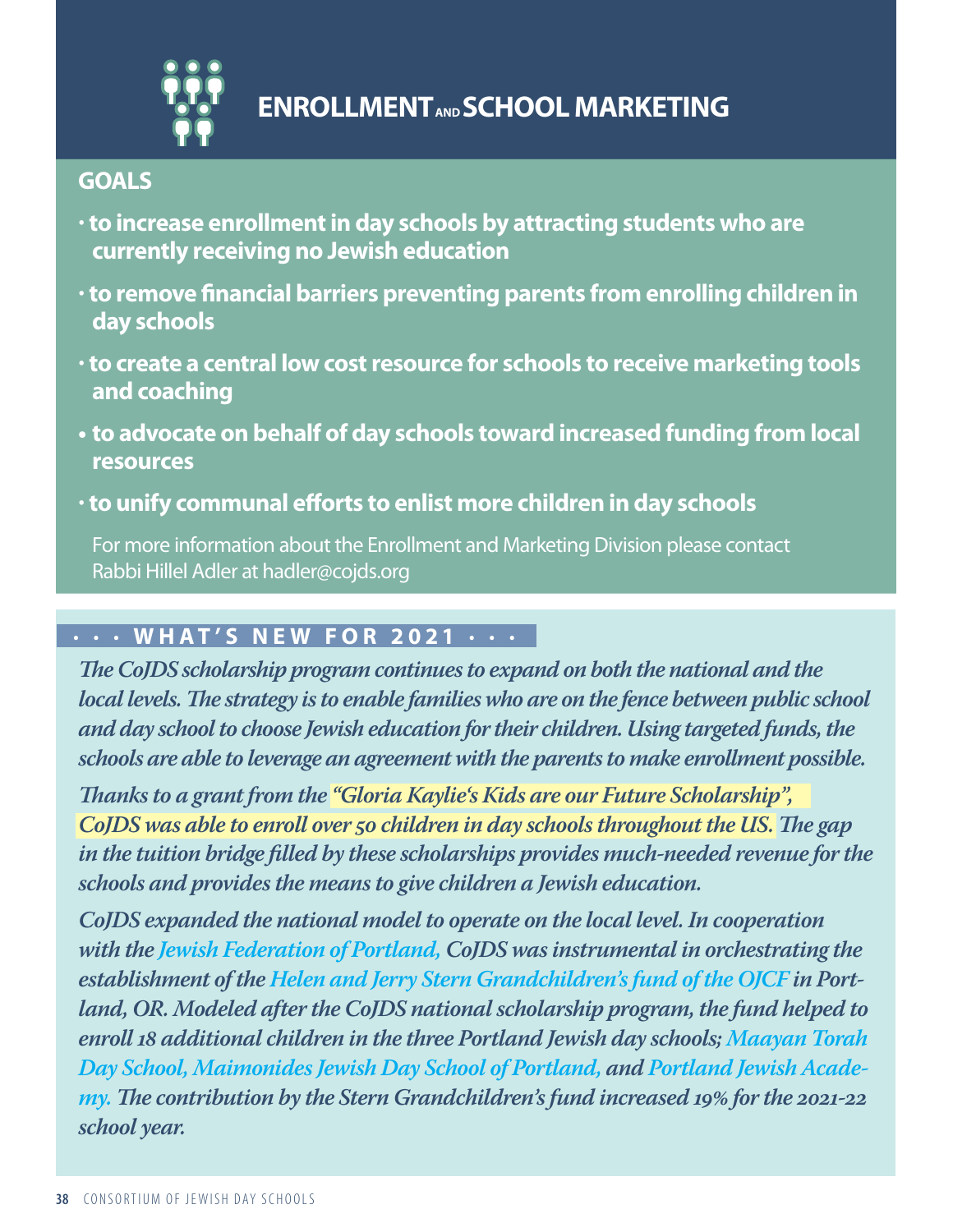# ENROLLMENT AND SCHOOL MARKETING

## GOALS

- to increase enrollment in day schools by attracting students who are currently receiving no Jewish education
- to remove financial barriers preventing parents from enrolling children in day schools
- to create a central low cost resource for schools to receive marketing tools and coaching
- to advocate on behalf of day schools toward increased funding from local resources
- to unify communal efforts to enlist more children in day schools

For more information about the Enrollment and Marketing Division please contact Rabbi Hillel Adler at hadler@cojds.org

## • • • WHAT'S NEW FOR 2021 • • •

*The CoJDS scholarship program continues to expand on both the national and the local levels. The strategy is to enable families who are on the fence between public school and day school to choose Jewish education for their children. Using targeted funds, the schools are able to leverage an agreement with the parents to make enrollment possible.*

*Thanks to a grant from the "Gloria Kaylie's Kids are our Future Scholarship", CoJDS was able to enroll over 50 children in day schools throughout the US. The gap in the tuition bridge filled by these scholarships provides much-needed revenue for the schools and provides the means to give children a Jewish education.*

*CoJDS expanded the national model to operate on the local level. In cooperation with the Jewish Federation of Portland, CoJDS was instrumental in orchestrating the establishment of the Helen and Jerry Stern Grandchildren's fund of the OJCF in Portland, OR. Modeled after the CoJDS national scholarship program, the fund helped to enroll 18 additional children in the three Portland Jewish day schools; Maayan Torah Day School, Maimonides Jewish Day School of Portland, and Portland Jewish Academy. The contribution by the Stern Grandchildren's fund increased 19% for the 2021-22 school year.*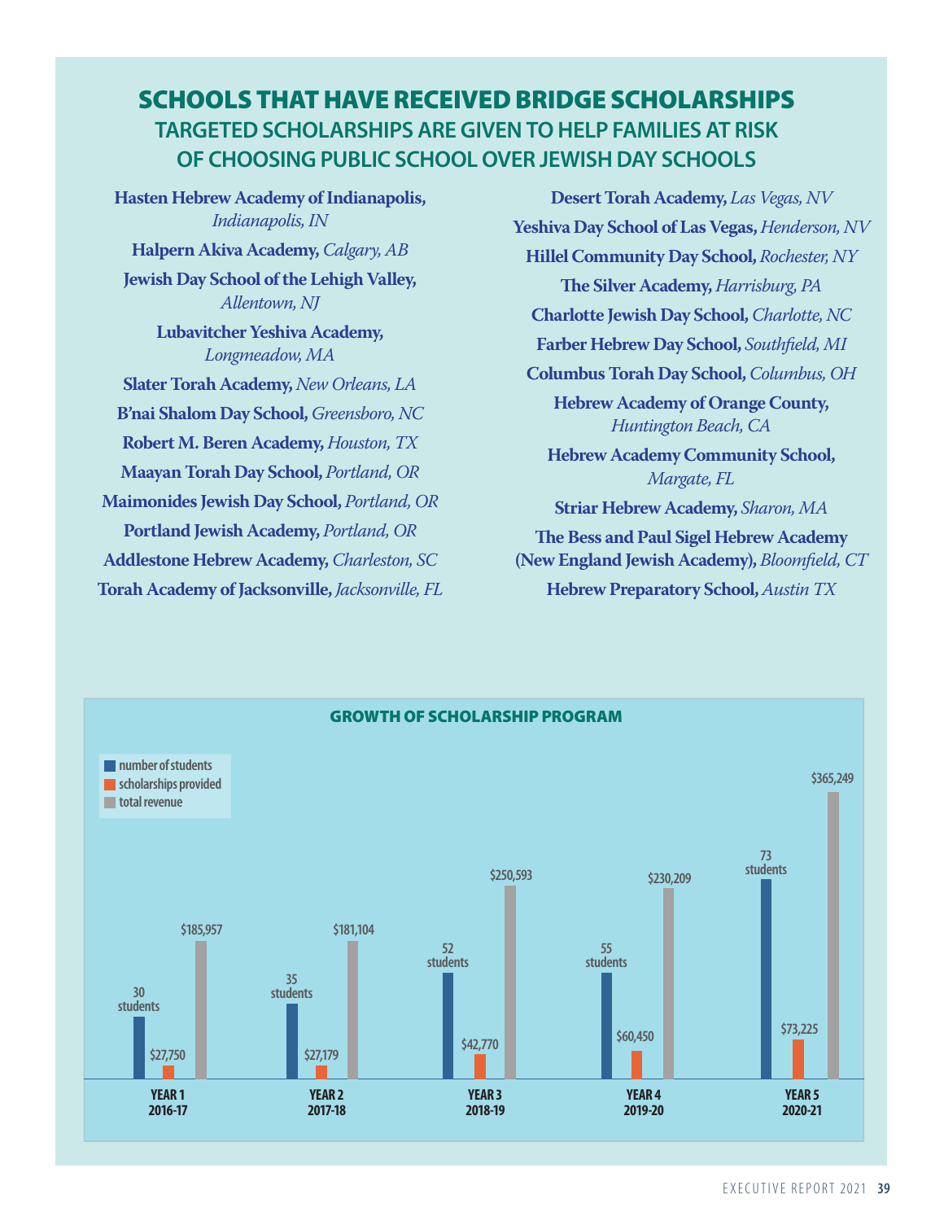## SCHOOLS THAT HAVE RECEIVED BRIDGE SCHOLARSHIPS

### TARGETED SCHOLARSHIPS ARE GIVEN TO HELP FAMILIES AT RISK OF CHOOSING PUBLIC SCHOOL OVER JEWISH DAY SCHOOLS

**Hasten Hebrew Academy of Indianapolis,** *Indianapolis, IN*

**Halpern Akiva Academy,** *Calgary, AB*

**Jewish Day School of the Lehigh Valley,** *Allentown, NJ*

**Lubavitcher Yeshiva Academy,** *Longmeadow, MA*

**Slater Torah Academy,** *New Orleans, LA*

**B'nai Shalom Day School,** *Greensboro, NC*

**Robert M. Beren Academy,** *Houston, TX*

**Maayan Torah Day School,** *Portland, OR*

**Maimonides Jewish Day School,** *Portland, OR*

**Portland Jewish Academy,** *Portland, OR*

**Addlestone Hebrew Academy,** *Charleston, SC*

**Torah Academy of Jacksonville,** *Jacksonville, FL*

**Desert Torah Academy,** *Las Vegas, NV*

**Yeshiva Day School of Las Vegas,** *Henderson, NV*

**Hillel Community Day School,** *Rochester, NY*

**The Silver Academy,** *Harrisburg, PA*

**Charlotte Jewish Day School,** *Charlotte, NC*

**Farber Hebrew Day School,** *Southfield, MI*

**Columbus Torah Day School,** *Columbus, OH*

**Hebrew Academy of Orange County,** *Huntington Beach, CA*

**Hebrew Academy Community School,** *Margate, FL*

**Striar Hebrew Academy,** *Sharon, MA*

**The Bess and Paul Sigel Hebrew Academy (New England Jewish Academy),** *Bloomfield, CT*

**Hebrew Preparatory School,** *Austin TX*

### GROWTH OF SCHOLARSHIP PROGRAM

| | number of students | scholarships provided | total revenue |
|---|---|---|---|
| YEAR 1 2016-17 | 30 students | $27,750 | $185,957 |
| YEAR 2 2017-18 | 35 students | $27,179 | $181,104 |
| YEAR 3 2018-19 | 52 students | $42,770 | $250,593 |
| YEAR 4 2019-20 | 55 students | $60,450 | $230,209 |
| YEAR 5 2020-21 | 73 students | $73,225 | $365,249 |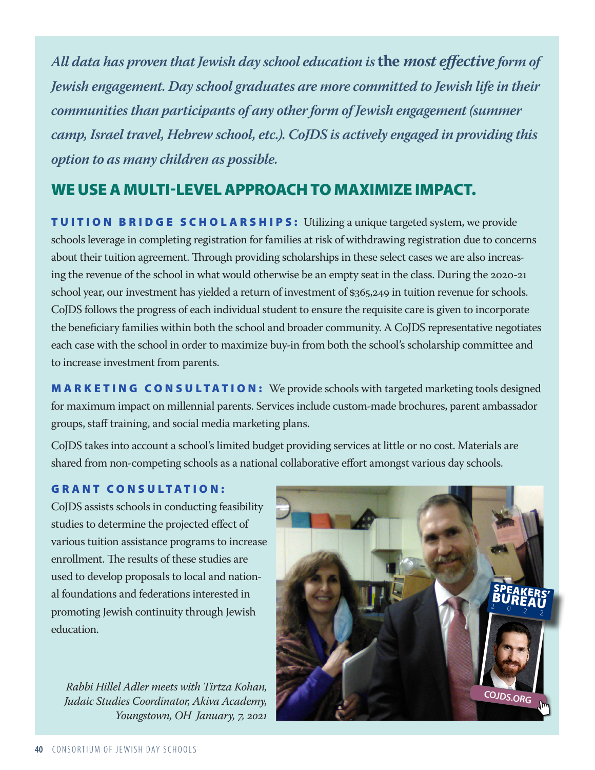*All data has proven that Jewish day school education is **the most effective** form of Jewish engagement. Day school graduates are more committed to Jewish life in their communities than participants of any other form of Jewish engagement (summer camp, Israel travel, Hebrew school, etc.). CoJDS is actively engaged in providing this option to as many children as possible.*

## WE USE A MULTI-LEVEL APPROACH TO MAXIMIZE IMPACT.

**TUITION BRIDGE SCHOLARSHIPS:** Utilizing a unique targeted system, we provide schools leverage in completing registration for families at risk of withdrawing registration due to concerns about their tuition agreement. Through providing scholarships in these select cases we are also increasing the revenue of the school in what would otherwise be an empty seat in the class. During the 2020-21 school year, our investment has yielded a return of investment of $365,249 in tuition revenue for schools. CoJDS follows the progress of each individual student to ensure the requisite care is given to incorporate the beneficiary families within both the school and broader community. A CoJDS representative negotiates each case with the school in order to maximize buy-in from both the school's scholarship committee and to increase investment from parents.

**MARKETING CONSULTATION:** We provide schools with targeted marketing tools designed for maximum impact on millennial parents. Services include custom-made brochures, parent ambassador groups, staff training, and social media marketing plans.

CoJDS takes into account a school's limited budget providing services at little or no cost. Materials are shared from non-competing schools as a national collaborative effort amongst various day schools.

**GRANT CONSULTATION:**
CoJDS assists schools in conducting feasibility studies to determine the projected effect of various tuition assistance programs to increase enrollment. The results of these studies are used to develop proposals to local and national foundations and federations interested in promoting Jewish continuity through Jewish education.

*Rabbi Hillel Adler meets with Tirtza Kohan, Judaic Studies Coordinator, Akiva Academy, Youngstown, OH January, 7, 2021*

SPEAKERS' BUREAU 2022

COJDS.ORG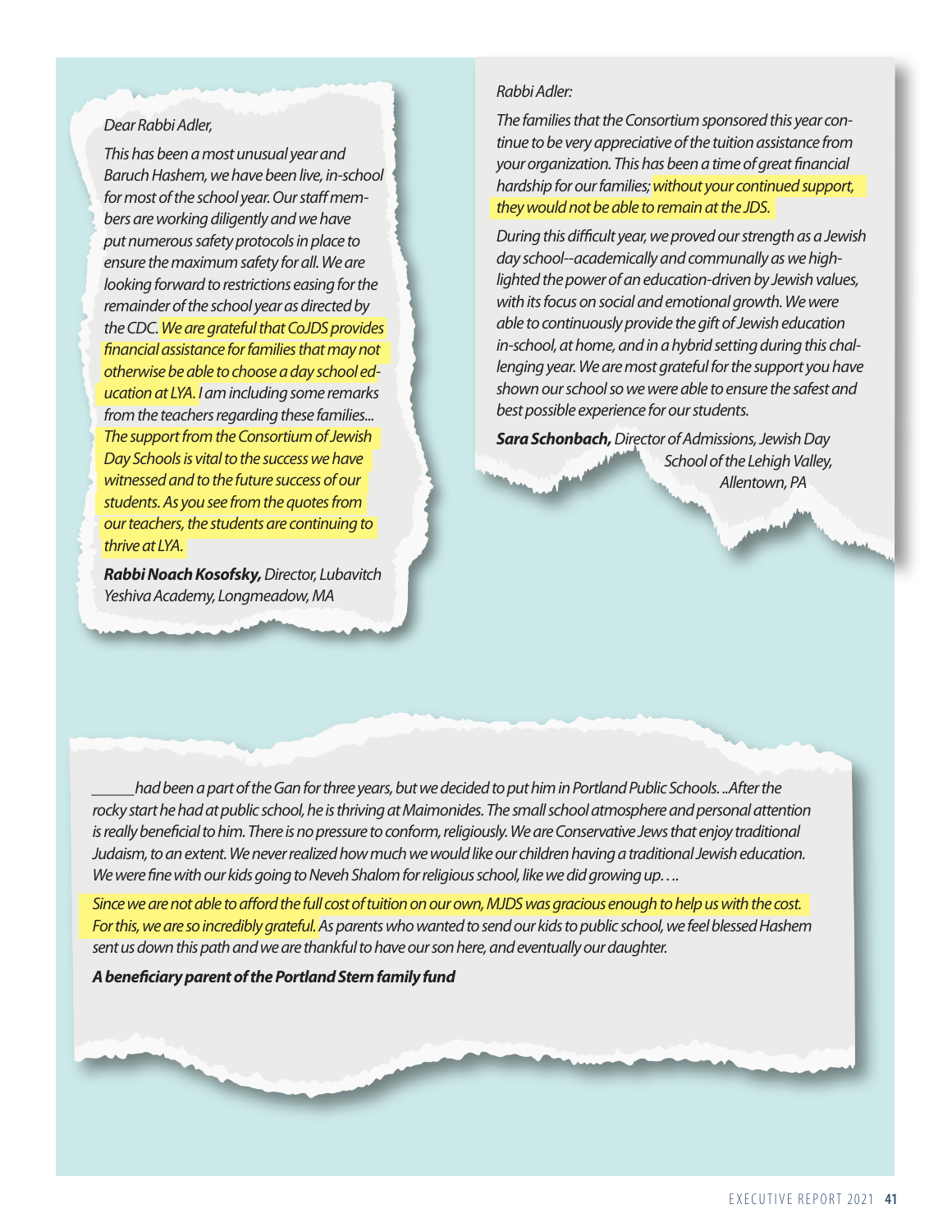*Dear Rabbi Adler,*

*This has been a most unusual year and Baruch Hashem, we have been live, in-school for most of the school year. Our staff members are working diligently and we have put numerous safety protocols in place to ensure the maximum safety for all. We are looking forward to restrictions easing for the remainder of the school year as directed by the CDC. We are grateful that CoJDS provides financial assistance for families that may not otherwise be able to choose a day school education at LYA. I am including some remarks from the teachers regarding these families... The support from the Consortium of Jewish Day Schools is vital to the success we have witnessed and to the future success of our students. As you see from the quotes from our teachers, the students are continuing to thrive at LYA.*

***Rabbi Noach Kosofsky,*** *Director, Lubavitch Yeshiva Academy, Longmeadow, MA*

*Rabbi Adler:*

*The families that the Consortium sponsored this year continue to be very appreciative of the tuition assistance from your organization. This has been a time of great financial hardship for our families; without your continued support, they would not be able to remain at the JDS.*

*During this difficult year, we proved our strength as a Jewish day school--academically and communally as we highlighted the power of an education-driven by Jewish values, with its focus on social and emotional growth. We were able to continuously provide the gift of Jewish education in-school, at home, and in a hybrid setting during this challenging year. We are most grateful for the support you have shown our school so we were able to ensure the safest and best possible experience for our students.*

***Sara Schonbach,*** *Director of Admissions, Jewish Day School of the Lehigh Valley, Allentown, PA*

*_____ had been a part of the Gan for three years, but we decided to put him in Portland Public Schools. ...After the rocky start he had at public school, he is thriving at Maimonides. The small school atmosphere and personal attention is really beneficial to him. There is no pressure to conform, religiously. We are Conservative Jews that enjoy traditional Judaism, to an extent. We never realized how much we would like our children having a traditional Jewish education. We were fine with our kids going to Neveh Shalom for religious school, like we did growing up. . ..*

*Since we are not able to afford the full cost of tuition on our own, MJDS was gracious enough to help us with the cost. For this, we are so incredibly grateful. As parents who wanted to send our kids to public school, we feel blessed Hashem sent us down this path and we are thankful to have our son here, and eventually our daughter.*

***A beneficiary parent of the Portland Stern family fund***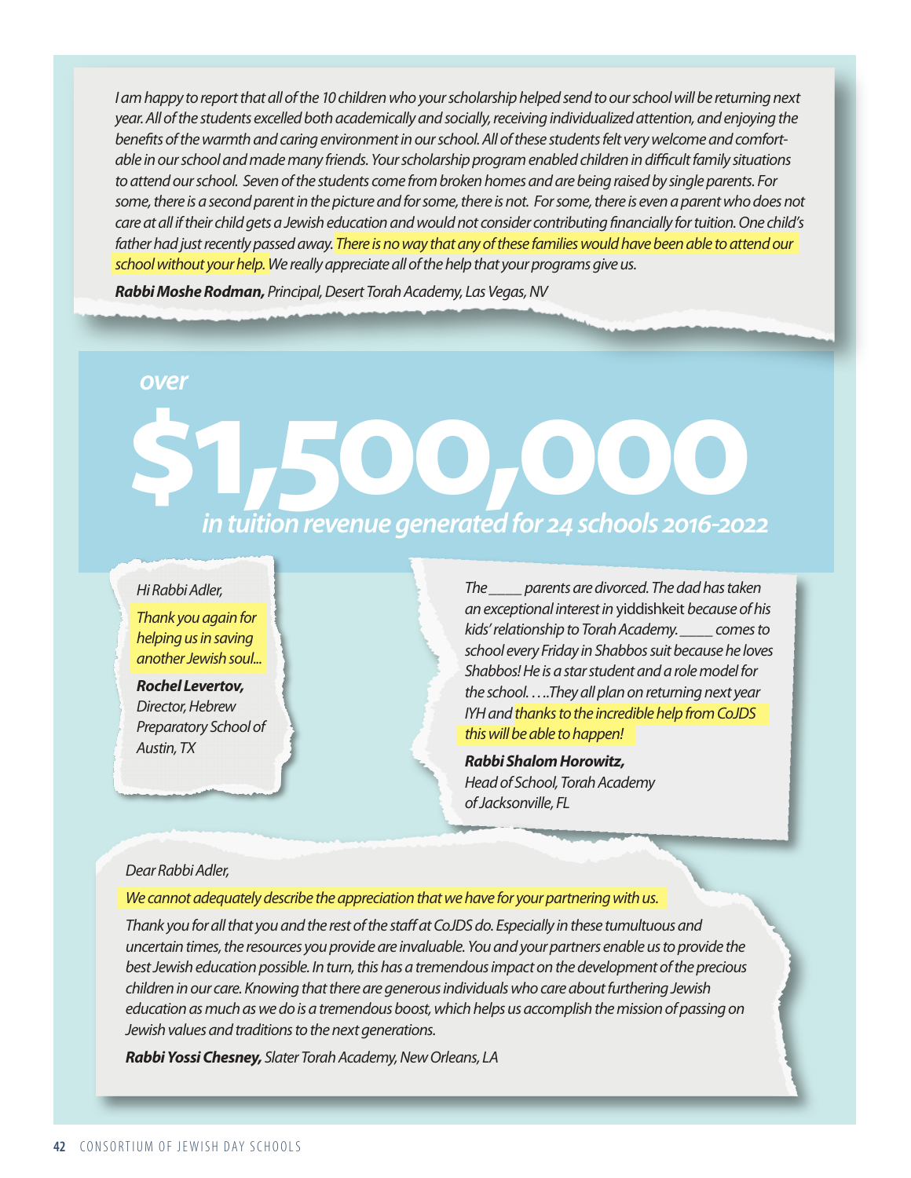*I am happy to report that all of the 10 children who your scholarship helped send to our school will be returning next year. All of the students excelled both academically and socially, receiving individualized attention, and enjoying the benefits of the warmth and caring environment in our school. All of these students felt very welcome and comfortable in our school and made many friends. Your scholarship program enabled children in difficult family situations to attend our school. Seven of the students come from broken homes and are being raised by single parents. For some, there is a second parent in the picture and for some, there is not. For some, there is even a parent who does not care at all if their child gets a Jewish education and would not consider contributing financially for tuition. One child's father had just recently passed away. There is no way that any of these families would have been able to attend our school without your help. We really appreciate all of the help that your programs give us.*

***Rabbi Moshe Rodman,*** *Principal, Desert Torah Academy, Las Vegas, NV*

*over*

# $1,500,000

*in tuition revenue generated for 24 schools 2016-2022*

*Hi Rabbi Adler,*

*Thank you again for helping us in saving another Jewish soul...*

***Rochel Levertov,*** *Director, Hebrew Preparatory School of Austin, TX*

*The ____ parents are divorced. The dad has taken an exceptional interest in* yiddishkeit *because of his kids' relationship to Torah Academy. ____ comes to school every Friday in Shabbos suit because he loves Shabbos! He is a star student and a role model for the school. ….They all plan on returning next year IYH and thanks to the incredible help from CoJDS this will be able to happen!*

***Rabbi Shalom Horowitz,*** *Head of School, Torah Academy of Jacksonville, FL*

*Dear Rabbi Adler,*

*We cannot adequately describe the appreciation that we have for your partnering with us.*

*Thank you for all that you and the rest of the staff at CoJDS do. Especially in these tumultuous and uncertain times, the resources you provide are invaluable. You and your partners enable us to provide the best Jewish education possible. In turn, this has a tremendous impact on the development of the precious children in our care. Knowing that there are generous individuals who care about furthering Jewish education as much as we do is a tremendous boost, which helps us accomplish the mission of passing on Jewish values and traditions to the next generations.*

***Rabbi Yossi Chesney,*** *Slater Torah Academy, New Orleans, LA*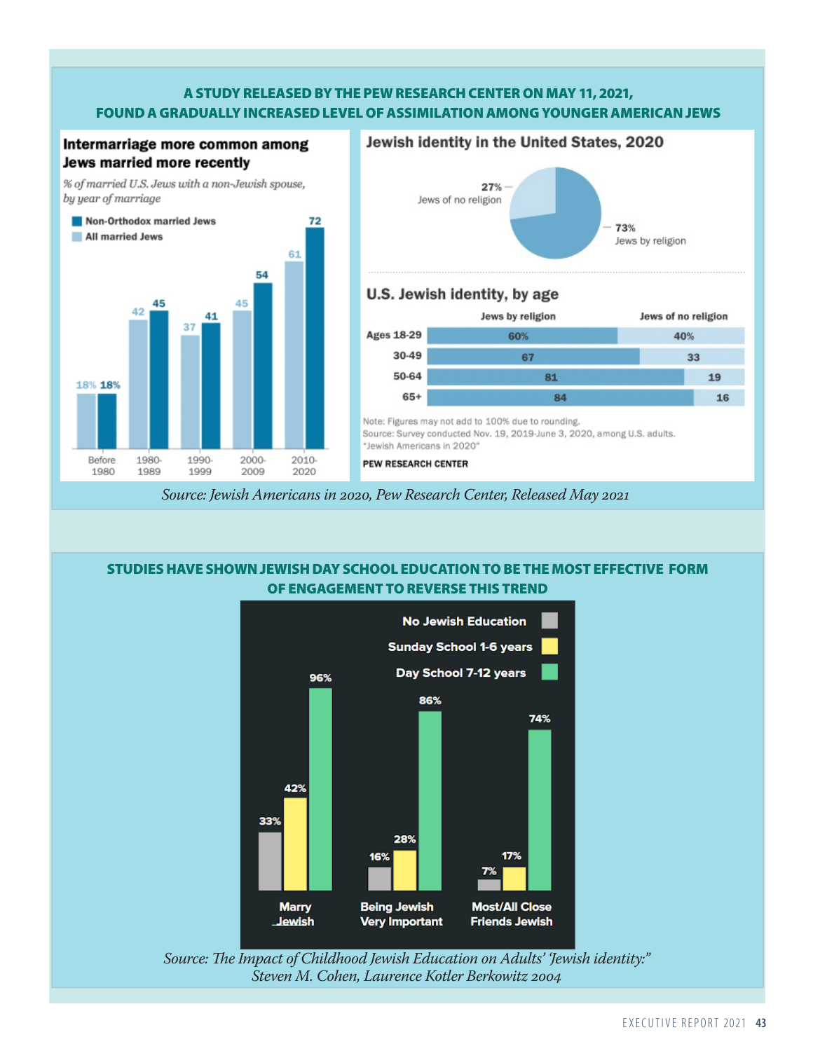## A STUDY RELEASED BY THE PEW RESEARCH CENTER ON MAY 11, 2021, FOUND A GRADUALLY INCREASED LEVEL OF ASSIMILATION AMONG YOUNGER AMERICAN JEWS

**Intermarriage more common among Jews married more recently**

*% of married U.S. Jews with a non-Jewish spouse, by year of marriage*

Non-Orthodox married Jews
All married Jews

18% 18%
42 45
37 41
45 54
61 72

Before 1980
1980-1989
1990-1999
2000-2009
2010-2020

**Jewish identity in the United States, 2020**

27% Jews of no religion
73% Jews by religion

**U.S. Jewish identity, by age**

Jews by religion
Jews of no religion

Ages 18-29 60% 40%
30-49 67 33
50-64 81 19
65+ 84 16

Note: Figures may not add to 100% due to rounding.
Source: Survey conducted Nov. 19, 2019-June 3, 2020, among U.S. adults.
"Jewish Americans in 2020"

PEW RESEARCH CENTER

*Source: Jewish Americans in 2020, Pew Research Center, Released May 2021*

## STUDIES HAVE SHOWN JEWISH DAY SCHOOL EDUCATION TO BE THE MOST EFFECTIVE FORM OF ENGAGEMENT TO REVERSE THIS TREND

No Jewish Education
Sunday School 1-6 years
Day School 7-12 years

33% 42% 96%
16% 28% 86%
7% 17% 74%

Marry Jewish
Being Jewish Very Important
Most/All Close Friends Jewish

*Source: The Impact of Childhood Jewish Education on Adults' 'Jewish identity:" Steven M. Cohen, Laurence Kotler Berkowitz 2004*